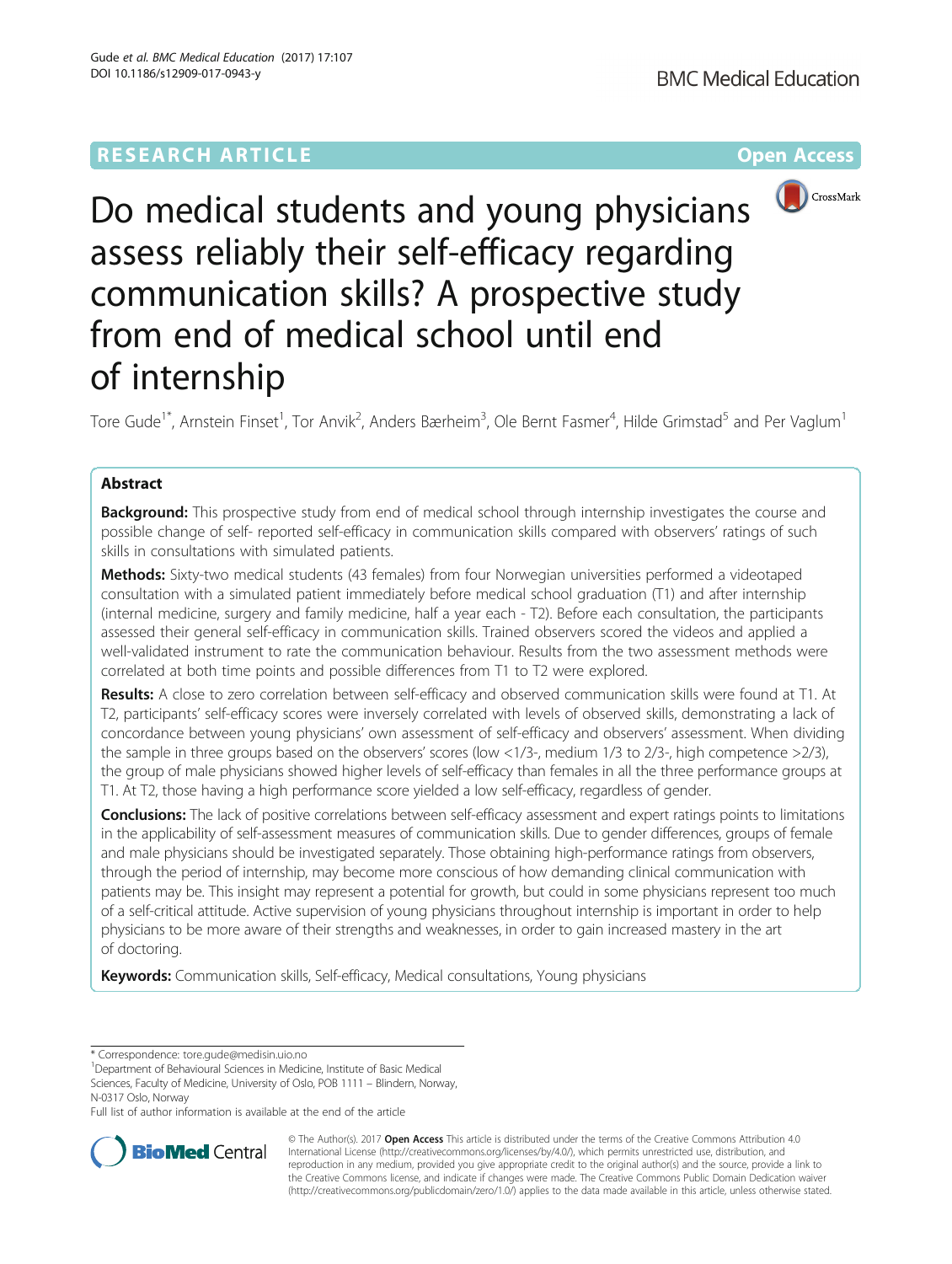RESEARCH ARTICLE

Open Access

# Do medical students and young physicians assess reliably their self-efficacy regarding communication skills? A prospective study from end of medical school until end of internship

Tore Gude[1*], Arnstein Finset[1], Tor Anvik[2], Anders Bærheim[3], Ole Bernt Fasmer[4], Hilde Grimstad[5] and Per Vaglum[1]

## Abstract

**Background:** This prospective study from end of medical school through internship investigates the course and possible change of self- reported self-efficacy in communication skills compared with observers' ratings of such skills in consultations with simulated patients.

**Methods:** Sixty-two medical students (43 females) from four Norwegian universities performed a videotaped consultation with a simulated patient immediately before medical school graduation (T1) and after internship (internal medicine, surgery and family medicine, half a year each - T2). Before each consultation, the participants assessed their general self-efficacy in communication skills. Trained observers scored the videos and applied a well-validated instrument to rate the communication behaviour. Results from the two assessment methods were correlated at both time points and possible differences from T1 to T2 were explored.

**Results:** A close to zero correlation between self-efficacy and observed communication skills were found at T1. At T2, participants' self-efficacy scores were inversely correlated with levels of observed skills, demonstrating a lack of concordance between young physicians' own assessment of self-efficacy and observers' assessment. When dividing the sample in three groups based on the observers' scores (low <1/3-, medium 1/3 to 2/3-, high competence >2/3), the group of male physicians showed higher levels of self-efficacy than females in all the three performance groups at T1. At T2, those having a high performance score yielded a low self-efficacy, regardless of gender.

**Conclusions:** The lack of positive correlations between self-efficacy assessment and expert ratings points to limitations in the applicability of self-assessment measures of communication skills. Due to gender differences, groups of female and male physicians should be investigated separately. Those obtaining high-performance ratings from observers, through the period of internship, may become more conscious of how demanding clinical communication with patients may be. This insight may represent a potential for growth, but could in some physicians represent too much of a self-critical attitude. Active supervision of young physicians throughout internship is important in order to help physicians to be more aware of their strengths and weaknesses, in order to gain increased mastery in the art of doctoring.

**Keywords:** Communication skills, Self-efficacy, Medical consultations, Young physicians

---

\* Correspondence: tore.gude@medisin.uio.no

[1]Department of Behavioural Sciences in Medicine, Institute of Basic Medical Sciences, Faculty of Medicine, University of Oslo, POB 1111 – Blindern, Norway, N-0317 Oslo, Norway

Full list of author information is available at the end of the article

© The Author(s). 2017 **Open Access** This article is distributed under the terms of the Creative Commons Attribution 4.0 International License (http://creativecommons.org/licenses/by/4.0/), which permits unrestricted use, distribution, and reproduction in any medium, provided you give appropriate credit to the original author(s) and the source, provide a link to the Creative Commons license, and indicate if changes were made. The Creative Commons Public Domain Dedication waiver (http://creativecommons.org/publicdomain/zero/1.0/) applies to the data made available in this article, unless otherwise stated.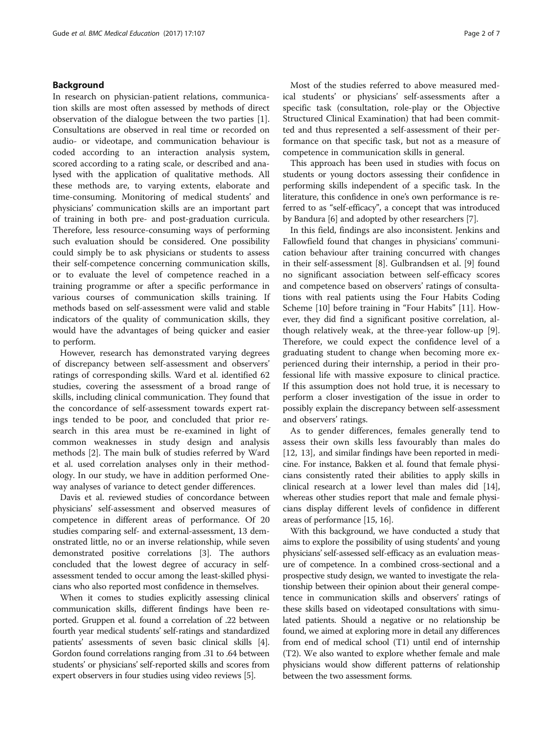## Background

In research on physician-patient relations, communication skills are most often assessed by methods of direct observation of the dialogue between the two parties [1]. Consultations are observed in real time or recorded on audio- or videotape, and communication behaviour is coded according to an interaction analysis system, scored according to a rating scale, or described and analysed with the application of qualitative methods. All these methods are, to varying extents, elaborate and time-consuming. Monitoring of medical students' and physicians' communication skills are an important part of training in both pre- and post-graduation curricula. Therefore, less resource-consuming ways of performing such evaluation should be considered. One possibility could simply be to ask physicians or students to assess their self-competence concerning communication skills, or to evaluate the level of competence reached in a training programme or after a specific performance in various courses of communication skills training. If methods based on self-assessment were valid and stable indicators of the quality of communication skills, they would have the advantages of being quicker and easier to perform.

However, research has demonstrated varying degrees of discrepancy between self-assessment and observers' ratings of corresponding skills. Ward et al. identified 62 studies, covering the assessment of a broad range of skills, including clinical communication. They found that the concordance of self-assessment towards expert ratings tended to be poor, and concluded that prior research in this area must be re-examined in light of common weaknesses in study design and analysis methods [2]. The main bulk of studies referred by Ward et al. used correlation analyses only in their methodology. In our study, we have in addition performed One-way analyses of variance to detect gender differences.

Davis et al. reviewed studies of concordance between physicians' self-assessment and observed measures of competence in different areas of performance. Of 20 studies comparing self- and external-assessment, 13 demonstrated little, no or an inverse relationship, while seven demonstrated positive correlations [3]. The authors concluded that the lowest degree of accuracy in self-assessment tended to occur among the least-skilled physicians who also reported most confidence in themselves.

When it comes to studies explicitly assessing clinical communication skills, different findings have been reported. Gruppen et al. found a correlation of .22 between fourth year medical students' self-ratings and standardized patients' assessments of seven basic clinical skills [4]. Gordon found correlations ranging from .31 to .64 between students' or physicians' self-reported skills and scores from expert observers in four studies using video reviews [5].

Most of the studies referred to above measured medical students' or physicians' self-assessments after a specific task (consultation, role-play or the Objective Structured Clinical Examination) that had been committed and thus represented a self-assessment of their performance on that specific task, but not as a measure of competence in communication skills in general.

This approach has been used in studies with focus on students or young doctors assessing their confidence in performing skills independent of a specific task. In the literature, this confidence in one's own performance is referred to as "self-efficacy", a concept that was introduced by Bandura [6] and adopted by other researchers [7].

In this field, findings are also inconsistent. Jenkins and Fallowfield found that changes in physicians' communication behaviour after training concurred with changes in their self-assessment [8]. Gulbrandsen et al. [9] found no significant association between self-efficacy scores and competence based on observers' ratings of consultations with real patients using the Four Habits Coding Scheme [10] before training in "Four Habits" [11]. However, they did find a significant positive correlation, although relatively weak, at the three-year follow-up [9]. Therefore, we could expect the confidence level of a graduating student to change when becoming more experienced during their internship, a period in their professional life with massive exposure to clinical practice. If this assumption does not hold true, it is necessary to perform a closer investigation of the issue in order to possibly explain the discrepancy between self-assessment and observers' ratings.

As to gender differences, females generally tend to assess their own skills less favourably than males do [12, 13], and similar findings have been reported in medicine. For instance, Bakken et al. found that female physicians consistently rated their abilities to apply skills in clinical research at a lower level than males did [14], whereas other studies report that male and female physicians display different levels of confidence in different areas of performance [15, 16].

With this background, we have conducted a study that aims to explore the possibility of using students' and young physicians' self-assessed self-efficacy as an evaluation measure of competence. In a combined cross-sectional and a prospective study design, we wanted to investigate the relationship between their opinion about their general competence in communication skills and observers' ratings of these skills based on videotaped consultations with simulated patients. Should a negative or no relationship be found, we aimed at exploring more in detail any differences from end of medical school (T1) until end of internship (T2). We also wanted to explore whether female and male physicians would show different patterns of relationship between the two assessment forms.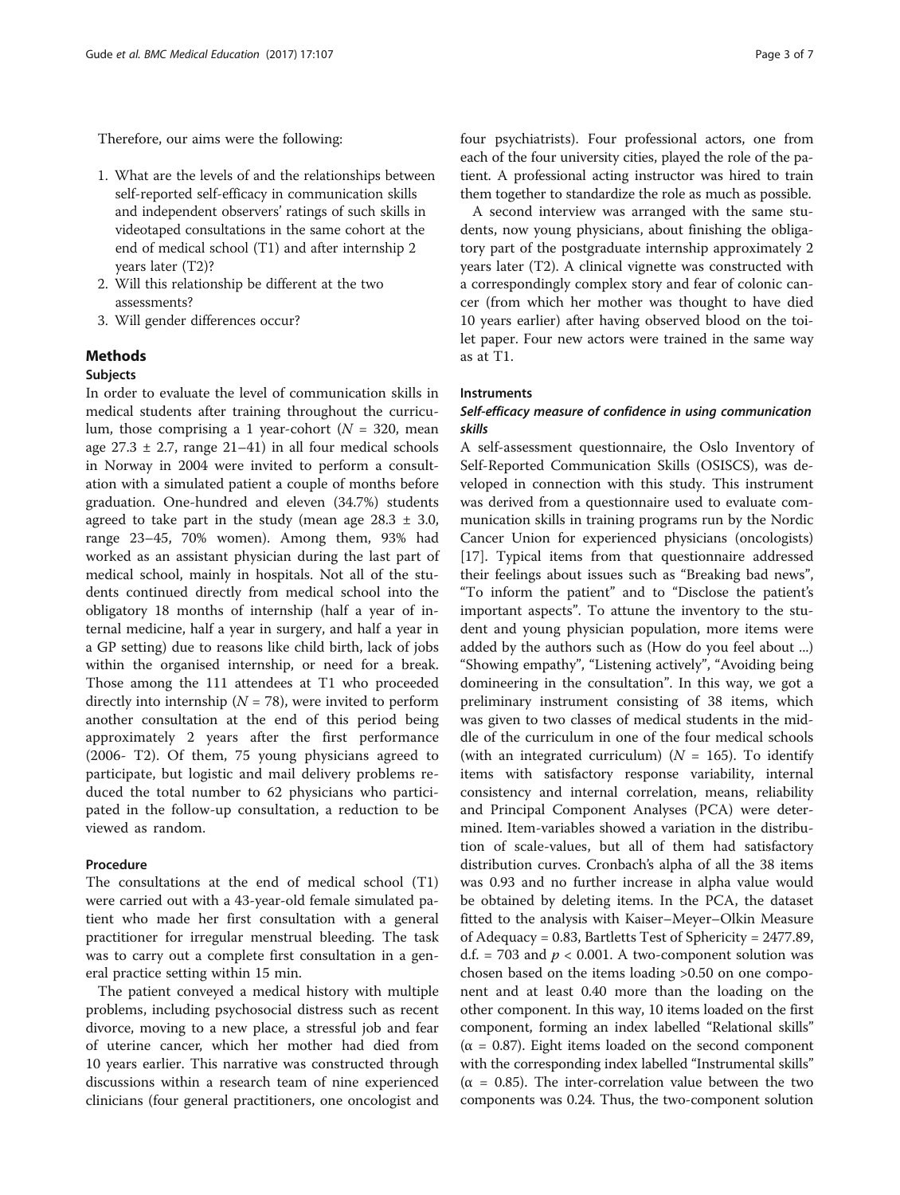Therefore, our aims were the following:

1. What are the levels of and the relationships between self-reported self-efficacy in communication skills and independent observers' ratings of such skills in videotaped consultations in the same cohort at the end of medical school (T1) and after internship 2 years later (T2)?
2. Will this relationship be different at the two assessments?
3. Will gender differences occur?

## Methods

### Subjects

In order to evaluate the level of communication skills in medical students after training throughout the curriculum, those comprising a 1 year-cohort ($N = 320$, mean age $27.3 \pm 2.7$, range 21–41) in all four medical schools in Norway in 2004 were invited to perform a consultation with a simulated patient a couple of months before graduation. One-hundred and eleven (34.7%) students agreed to take part in the study (mean age $28.3 \pm 3.0$, range 23–45, 70% women). Among them, 93% had worked as an assistant physician during the last part of medical school, mainly in hospitals. Not all of the students continued directly from medical school into the obligatory 18 months of internship (half a year of internal medicine, half a year in surgery, and half a year in a GP setting) due to reasons like child birth, lack of jobs within the organised internship, or need for a break. Those among the 111 attendees at T1 who proceeded directly into internship ($N = 78$), were invited to perform another consultation at the end of this period being approximately 2 years after the first performance (2006- T2). Of them, 75 young physicians agreed to participate, but logistic and mail delivery problems reduced the total number to 62 physicians who participated in the follow-up consultation, a reduction to be viewed as random.

### Procedure

The consultations at the end of medical school (T1) were carried out with a 43-year-old female simulated patient who made her first consultation with a general practitioner for irregular menstrual bleeding. The task was to carry out a complete first consultation in a general practice setting within 15 min.

The patient conveyed a medical history with multiple problems, including psychosocial distress such as recent divorce, moving to a new place, a stressful job and fear of uterine cancer, which her mother had died from 10 years earlier. This narrative was constructed through discussions within a research team of nine experienced clinicians (four general practitioners, one oncologist and four psychiatrists). Four professional actors, one from each of the four university cities, played the role of the patient. A professional acting instructor was hired to train them together to standardize the role as much as possible.

A second interview was arranged with the same students, now young physicians, about finishing the obligatory part of the postgraduate internship approximately 2 years later (T2). A clinical vignette was constructed with a correspondingly complex story and fear of colonic cancer (from which her mother was thought to have died 10 years earlier) after having observed blood on the toilet paper. Four new actors were trained in the same way as at T1.

### Instruments

#### *Self-efficacy measure of confidence in using communication skills*

A self-assessment questionnaire, the Oslo Inventory of Self-Reported Communication Skills (OSISCS), was developed in connection with this study. This instrument was derived from a questionnaire used to evaluate communication skills in training programs run by the Nordic Cancer Union for experienced physicians (oncologists) [17]. Typical items from that questionnaire addressed their feelings about issues such as "Breaking bad news", "To inform the patient" and to "Disclose the patient's important aspects". To attune the inventory to the student and young physician population, more items were added by the authors such as (How do you feel about ...) "Showing empathy", "Listening actively", "Avoiding being domineering in the consultation". In this way, we got a preliminary instrument consisting of 38 items, which was given to two classes of medical students in the middle of the curriculum in one of the four medical schools (with an integrated curriculum) ($N = 165$). To identify items with satisfactory response variability, internal consistency and internal correlation, means, reliability and Principal Component Analyses (PCA) were determined. Item-variables showed a variation in the distribution of scale-values, but all of them had satisfactory distribution curves. Cronbach's alpha of all the 38 items was 0.93 and no further increase in alpha value would be obtained by deleting items. In the PCA, the dataset fitted to the analysis with Kaiser–Meyer–Olkin Measure of Adequacy = 0.83, Bartletts Test of Sphericity = 2477.89, d.f. = 703 and $p < 0.001$. A two-component solution was chosen based on the items loading >0.50 on one component and at least 0.40 more than the loading on the other component. In this way, 10 items loaded on the first component, forming an index labelled "Relational skills" ($\alpha = 0.87$). Eight items loaded on the second component with the corresponding index labelled "Instrumental skills" ($\alpha = 0.85$). The inter-correlation value between the two components was 0.24. Thus, the two-component solution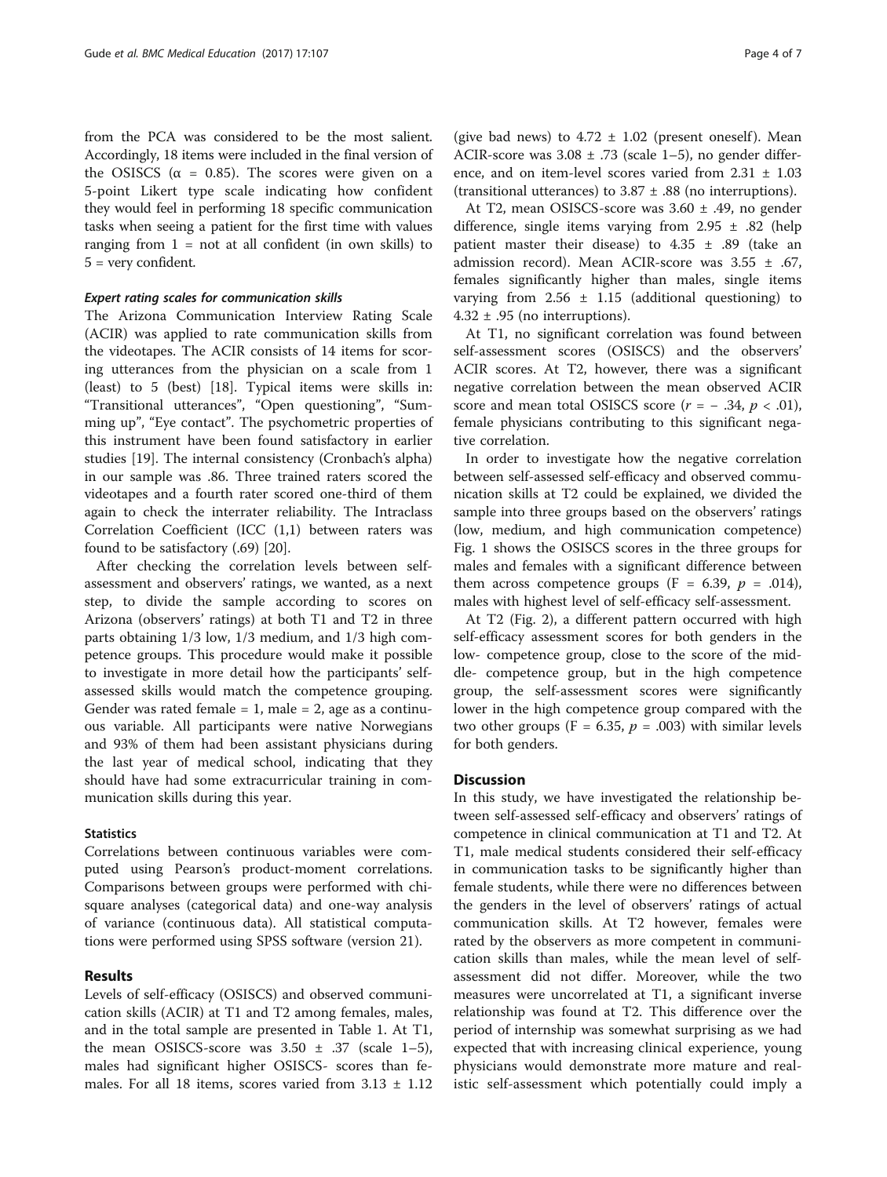from the PCA was considered to be the most salient. Accordingly, 18 items were included in the final version of the OSISCS ($\alpha$ = 0.85). The scores were given on a 5-point Likert type scale indicating how confident they would feel in performing 18 specific communication tasks when seeing a patient for the first time with values ranging from 1 = not at all confident (in own skills) to 5 = very confident.

#### *Expert rating scales for communication skills*

The Arizona Communication Interview Rating Scale (ACIR) was applied to rate communication skills from the videotapes. The ACIR consists of 14 items for scoring utterances from the physician on a scale from 1 (least) to 5 (best) [18]. Typical items were skills in: "Transitional utterances", "Open questioning", "Summing up", "Eye contact". The psychometric properties of this instrument have been found satisfactory in earlier studies [19]. The internal consistency (Cronbach's alpha) in our sample was .86. Three trained raters scored the videotapes and a fourth rater scored one-third of them again to check the interrater reliability. The Intraclass Correlation Coefficient (ICC (1,1) between raters was found to be satisfactory (.69) [20].

After checking the correlation levels between self-assessment and observers' ratings, we wanted, as a next step, to divide the sample according to scores on Arizona (observers' ratings) at both T1 and T2 in three parts obtaining 1/3 low, 1/3 medium, and 1/3 high competence groups. This procedure would make it possible to investigate in more detail how the participants' self-assessed skills would match the competence grouping. Gender was rated female = 1, male = 2, age as a continuous variable. All participants were native Norwegians and 93% of them had been assistant physicians during the last year of medical school, indicating that they should have had some extracurricular training in communication skills during this year.

### Statistics

Correlations between continuous variables were computed using Pearson's product-moment correlations. Comparisons between groups were performed with chi-square analyses (categorical data) and one-way analysis of variance (continuous data). All statistical computations were performed using SPSS software (version 21).

## Results

Levels of self-efficacy (OSISCS) and observed communication skills (ACIR) at T1 and T2 among females, males, and in the total sample are presented in Table 1. At T1, the mean OSISCS-score was 3.50 ± .37 (scale 1–5), males had significant higher OSISCS- scores than females. For all 18 items, scores varied from 3.13 ± 1.12 (give bad news) to 4.72 ± 1.02 (present oneself). Mean ACIR-score was 3.08 ± .73 (scale 1–5), no gender difference, and on item-level scores varied from 2.31 ± 1.03 (transitional utterances) to 3.87 ± .88 (no interruptions).

At T2, mean OSISCS-score was 3.60 ± .49, no gender difference, single items varying from 2.95 ± .82 (help patient master their disease) to 4.35 ± .89 (take an admission record). Mean ACIR-score was 3.55 ± .67, females significantly higher than males, single items varying from 2.56 ± 1.15 (additional questioning) to 4.32 ± .95 (no interruptions).

At T1, no significant correlation was found between self-assessment scores (OSISCS) and the observers' ACIR scores. At T2, however, there was a significant negative correlation between the mean observed ACIR score and mean total OSISCS score ($r = -.34$, $p < .01$), female physicians contributing to this significant negative correlation.

In order to investigate how the negative correlation between self-assessed self-efficacy and observed communication skills at T2 could be explained, we divided the sample into three groups based on the observers' ratings (low, medium, and high communication competence) Fig. 1 shows the OSISCS scores in the three groups for males and females with a significant difference between them across competence groups ($F = 6.39$, $p = .014$), males with highest level of self-efficacy self-assessment.

At T2 (Fig. 2), a different pattern occurred with high self-efficacy assessment scores for both genders in the low- competence group, close to the score of the middle- competence group, but in the high competence group, the self-assessment scores were significantly lower in the high competence group compared with the two other groups ($F = 6.35$, $p = .003$) with similar levels for both genders.

## Discussion

In this study, we have investigated the relationship between self-assessed self-efficacy and observers' ratings of competence in clinical communication at T1 and T2. At T1, male medical students considered their self-efficacy in communication tasks to be significantly higher than female students, while there were no differences between the genders in the level of observers' ratings of actual communication skills. At T2 however, females were rated by the observers as more competent in communication skills than males, while the mean level of self-assessment did not differ. Moreover, while the two measures were uncorrelated at T1, a significant inverse relationship was found at T2. This difference over the period of internship was somewhat surprising as we had expected that with increasing clinical experience, young physicians would demonstrate more mature and realistic self-assessment which potentially could imply a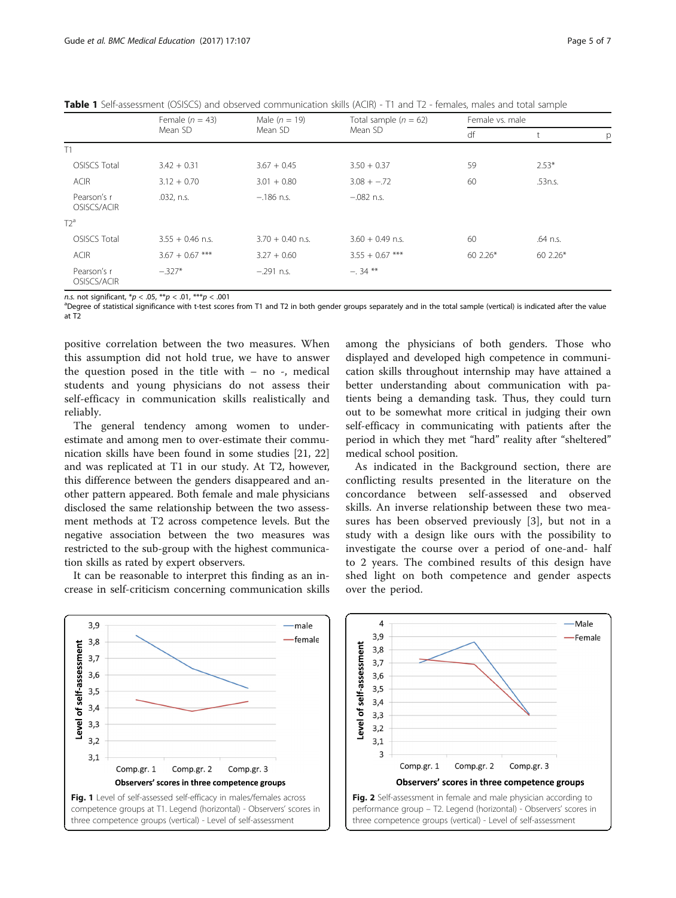**Table 1** Self-assessment (OSISCS) and observed communication skills (ACIR) - T1 and T2 - females, males and total sample

| | Female (*n* = 43) Mean SD | Male (*n* = 19) Mean SD | Total sample (*n* = 62) Mean SD | Female vs. male | | |
|---|---|---|---|---|---|---|
| | | | | df | t | p |
| T1 | | | | | | |
| OSISCS Total | 3.42 + 0.31 | 3.67 + 0.45 | 3.50 + 0.37 | 59 | 2.53* | |
| ACIR | 3.12 + 0.70 | 3.01 + 0.80 | 3.08 + −.72 | 60 | .53n.s. | |
| Pearson's r OSISCS/ACIR | .032, n.s. | −.186 n.s. | −.082 n.s. | | | |
| T2[a] | | | | | | |
| OSISCS Total | 3.55 + 0.46 n.s. | 3.70 + 0.40 n.s. | 3.60 + 0.49 n.s. | 60 | .64 n.s. | |
| ACIR | 3.67 + 0.67 *** | 3.27 + 0.60 | 3.55 + 0.67 *** | 60 2.26* | 60 2.26* | |
| Pearson's r OSISCS/ACIR | −.327* | −.291 n.s. | −. 34 ** | | | |

*n.s.* not significant, **p* < .05, ***p* < .01, ****p* < .001

[a]Degree of statistical significance with t-test scores from T1 and T2 in both gender groups separately and in the total sample (vertical) is indicated after the value at T2

positive correlation between the two measures. When this assumption did not hold true, we have to answer the question posed in the title with – no -, medical students and young physicians do not assess their self-efficacy in communication skills realistically and reliably.

The general tendency among women to under-estimate and among men to over-estimate their communication skills have been found in some studies [21, 22] and was replicated at T1 in our study. At T2, however, this difference between the genders disappeared and another pattern appeared. Both female and male physicians disclosed the same relationship between the two assessment methods at T2 across competence levels. But the negative association between the two measures was restricted to the sub-group with the highest communication skills as rated by expert observers.

It can be reasonable to interpret this finding as an increase in self-criticism concerning communication skills among the physicians of both genders. Those who displayed and developed high competence in communication skills throughout internship may have attained a better understanding about communication with patients being a demanding task. Thus, they could turn out to be somewhat more critical in judging their own self-efficacy in communicating with patients after the period in which they met "hard" reality after "sheltered" medical school position.

As indicated in the Background section, there are conflicting results presented in the literature on the concordance between self-assessed and observed skills. An inverse relationship between these two measures has been observed previously [3], but not in a study with a design like ours with the possibility to investigate the course over a period of one-and- half to 2 years. The combined results of this design have shed light on both competence and gender aspects over the period.

**Fig. 1** Level of self-assessed self-efficacy in males/females across competence groups at T1. Legend (horizontal) - Observers' scores in three competence groups (vertical) - Level of self-assessment

**Fig. 2** Self-assessment in female and male physician according to performance group – T2. Legend (horizontal) - Observers' scores in three competence groups (vertical) - Level of self-assessment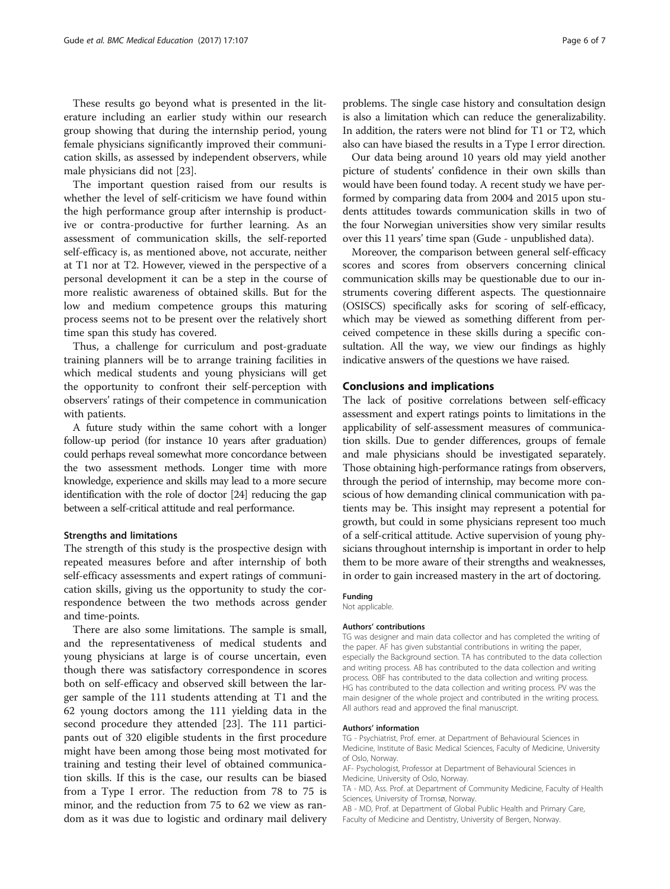These results go beyond what is presented in the literature including an earlier study within our research group showing that during the internship period, young female physicians significantly improved their communication skills, as assessed by independent observers, while male physicians did not [23].

The important question raised from our results is whether the level of self-criticism we have found within the high performance group after internship is productive or contra-productive for further learning. As an assessment of communication skills, the self-reported self-efficacy is, as mentioned above, not accurate, neither at T1 nor at T2. However, viewed in the perspective of a personal development it can be a step in the course of more realistic awareness of obtained skills. But for the low and medium competence groups this maturing process seems not to be present over the relatively short time span this study has covered.

Thus, a challenge for curriculum and post-graduate training planners will be to arrange training facilities in which medical students and young physicians will get the opportunity to confront their self-perception with observers' ratings of their competence in communication with patients.

A future study within the same cohort with a longer follow-up period (for instance 10 years after graduation) could perhaps reveal somewhat more concordance between the two assessment methods. Longer time with more knowledge, experience and skills may lead to a more secure identification with the role of doctor [24] reducing the gap between a self-critical attitude and real performance.

### Strengths and limitations

The strength of this study is the prospective design with repeated measures before and after internship of both self-efficacy assessments and expert ratings of communication skills, giving us the opportunity to study the correspondence between the two methods across gender and time-points.

There are also some limitations. The sample is small, and the representativeness of medical students and young physicians at large is of course uncertain, even though there was satisfactory correspondence in scores both on self-efficacy and observed skill between the larger sample of the 111 students attending at T1 and the 62 young doctors among the 111 yielding data in the second procedure they attended [23]. The 111 participants out of 320 eligible students in the first procedure might have been among those being most motivated for training and testing their level of obtained communication skills. If this is the case, our results can be biased from a Type I error. The reduction from 78 to 75 is minor, and the reduction from 75 to 62 we view as random as it was due to logistic and ordinary mail delivery problems. The single case history and consultation design is also a limitation which can reduce the generalizability. In addition, the raters were not blind for T1 or T2, which also can have biased the results in a Type I error direction.

Our data being around 10 years old may yield another picture of students' confidence in their own skills than would have been found today. A recent study we have performed by comparing data from 2004 and 2015 upon students attitudes towards communication skills in two of the four Norwegian universities show very similar results over this 11 years' time span (Gude - unpublished data).

Moreover, the comparison between general self-efficacy scores and scores from observers concerning clinical communication skills may be questionable due to our instruments covering different aspects. The questionnaire (OSISCS) specifically asks for scoring of self-efficacy, which may be viewed as something different from perceived competence in these skills during a specific consultation. All the way, we view our findings as highly indicative answers of the questions we have raised.

## Conclusions and implications

The lack of positive correlations between self-efficacy assessment and expert ratings points to limitations in the applicability of self-assessment measures of communication skills. Due to gender differences, groups of female and male physicians should be investigated separately. Those obtaining high-performance ratings from observers, through the period of internship, may become more conscious of how demanding clinical communication with patients may be. This insight may represent a potential for growth, but could in some physicians represent too much of a self-critical attitude. Active supervision of young physicians throughout internship is important in order to help them to be more aware of their strengths and weaknesses, in order to gain increased mastery in the art of doctoring.

#### Funding

Not applicable.

#### Authors' contributions

TG was designer and main data collector and has completed the writing of the paper. AF has given substantial contributions in writing the paper, especially the Background section. TA has contributed to the data collection and writing process. AB has contributed to the data collection and writing process. OBF has contributed to the data collection and writing process. HG has contributed to the data collection and writing process. PV was the main designer of the whole project and contributed in the writing process. All authors read and approved the final manuscript.

#### Authors' information

TG - Psychiatrist, Prof. emer. at Department of Behavioural Sciences in Medicine, Institute of Basic Medical Sciences, Faculty of Medicine, University of Oslo, Norway.

AF- Psychologist, Professor at Department of Behavioural Sciences in Medicine, University of Oslo, Norway.

TA - MD, Ass. Prof. at Department of Community Medicine, Faculty of Health Sciences, University of Tromsø, Norway.

AB - MD, Prof. at Department of Global Public Health and Primary Care, Faculty of Medicine and Dentistry, University of Bergen, Norway.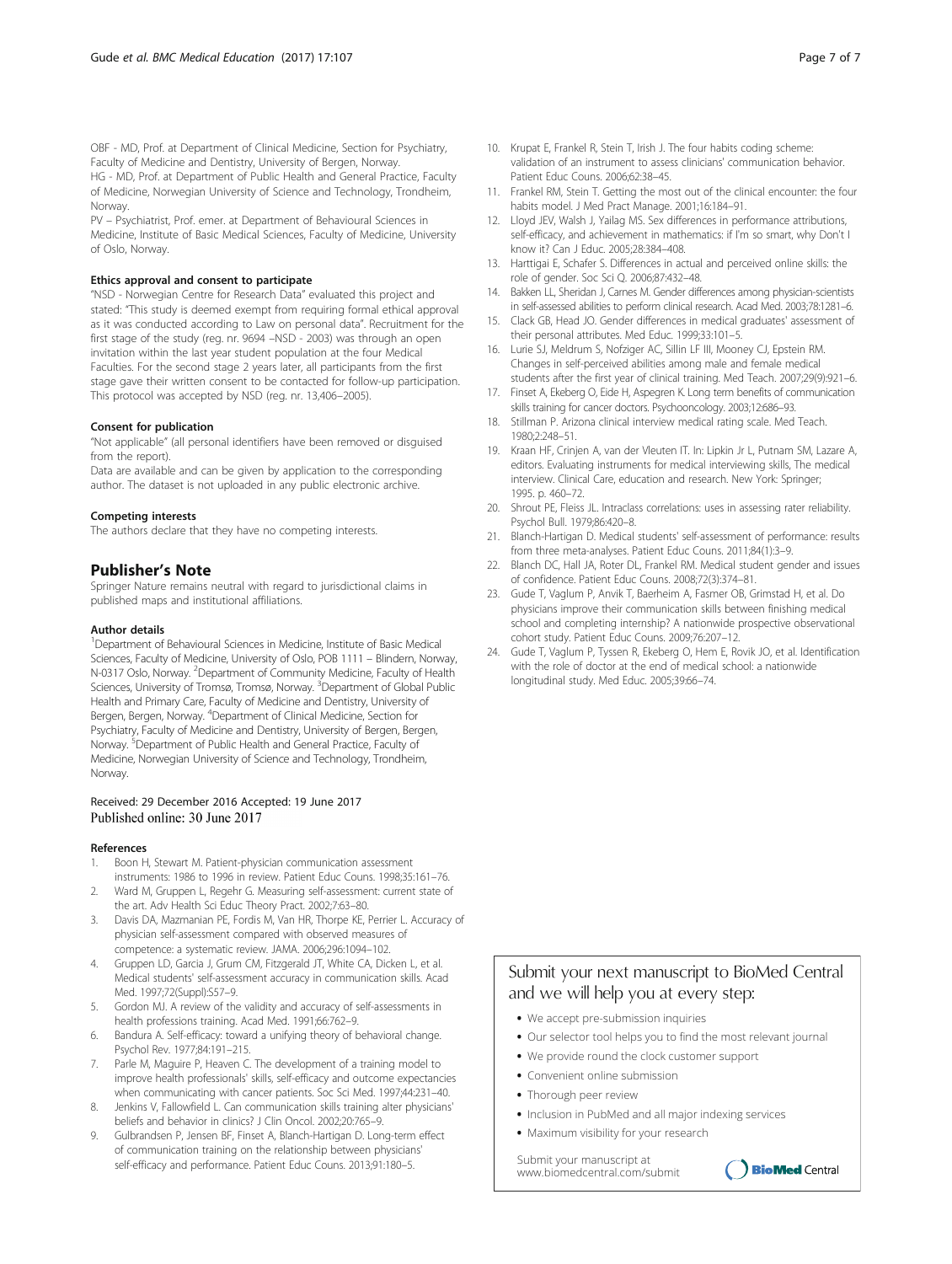OBF - MD, Prof. at Department of Clinical Medicine, Section for Psychiatry, Faculty of Medicine and Dentistry, University of Bergen, Norway.
HG - MD, Prof. at Department of Public Health and General Practice, Faculty of Medicine, Norwegian University of Science and Technology, Trondheim, Norway.
PV – Psychiatrist, Prof. emer. at Department of Behavioural Sciences in Medicine, Institute of Basic Medical Sciences, Faculty of Medicine, University of Oslo, Norway.

#### Ethics approval and consent to participate

"NSD - Norwegian Centre for Research Data" evaluated this project and stated: "This study is deemed exempt from requiring formal ethical approval as it was conducted according to Law on personal data". Recruitment for the first stage of the study (reg. nr. 9694 –NSD - 2003) was through an open invitation within the last year student population at the four Medical Faculties. For the second stage 2 years later, all participants from the first stage gave their written consent to be contacted for follow-up participation. This protocol was accepted by NSD (reg. nr. 13,406–2005).

#### Consent for publication

"Not applicable" (all personal identifiers have been removed or disguised from the report).
Data are available and can be given by application to the corresponding author. The dataset is not uploaded in any public electronic archive.

#### Competing interests

The authors declare that they have no competing interests.

## Publisher's Note

Springer Nature remains neutral with regard to jurisdictional claims in published maps and institutional affiliations.

#### Author details

[1]Department of Behavioural Sciences in Medicine, Institute of Basic Medical Sciences, Faculty of Medicine, University of Oslo, POB 1111 – Blindern, Norway, N-0317 Oslo, Norway. [2]Department of Community Medicine, Faculty of Health Sciences, University of Tromsø, Tromsø, Norway. [3]Department of Global Public Health and Primary Care, Faculty of Medicine and Dentistry, University of Bergen, Bergen, Norway. [4]Department of Clinical Medicine, Section for Psychiatry, Faculty of Medicine and Dentistry, University of Bergen, Bergen, Norway. [5]Department of Public Health and General Practice, Faculty of Medicine, Norwegian University of Science and Technology, Trondheim, Norway.

Received: 29 December 2016 Accepted: 19 June 2017
Published online: 30 June 2017

#### References

1. Boon H, Stewart M. Patient-physician communication assessment instruments: 1986 to 1996 in review. Patient Educ Couns. 1998;35:161–76.
2. Ward M, Gruppen L, Regehr G. Measuring self-assessment: current state of the art. Adv Health Sci Educ Theory Pract. 2002;7:63–80.
3. Davis DA, Mazmanian PE, Fordis M, Van HR, Thorpe KE, Perrier L. Accuracy of physician self-assessment compared with observed measures of competence: a systematic review. JAMA. 2006;296:1094–102.
4. Gruppen LD, Garcia J, Grum CM, Fitzgerald JT, White CA, Dicken L, et al. Medical students' self-assessment accuracy in communication skills. Acad Med. 1997;72(Suppl):S57–9.
5. Gordon MJ. A review of the validity and accuracy of self-assessments in health professions training. Acad Med. 1991;66:762–9.
6. Bandura A. Self-efficacy: toward a unifying theory of behavioral change. Psychol Rev. 1977;84:191–215.
7. Parle M, Maguire P, Heaven C. The development of a training model to improve health professionals' skills, self-efficacy and outcome expectancies when communicating with cancer patients. Soc Sci Med. 1998;44:231–40.
8. Jenkins V, Fallowfield L. Can communication skills training alter physicians' beliefs and behavior in clinics? J Clin Oncol. 2002;20:765–9.
9. Gulbrandsen P, Jensen BF, Finset A, Blanch-Hartigan D. Long-term effect of communication training on the relationship between physicians' self-efficacy and performance. Patient Educ Couns. 2013;91:180–5.
10. Krupat E, Frankel R, Stein T, Irish J. The four habits coding scheme: validation of an instrument to assess clinicians' communication behavior. Patient Educ Couns. 2006;62:38–45.
11. Frankel RM, Stein T. Getting the most out of the clinical encounter: the four habits model. J Med Pract Manage. 2001;16:184–91.
12. Lloyd JEV, Walsh J, Yailag MS. Sex differences in performance attributions, self-efficacy, and achievement in mathematics: if I'm so smart, why Don't I know it? Can J Educ. 2005;28:384–408.
13. Harttigai E, Schafer S. Differences in actual and perceived online skills: the role of gender. Soc Sci Q. 2006;87:432–48.
14. Bakken LL, Sheridan J, Carnes M. Gender differences among physician-scientists in self-assessed abilities to perform clinical research. Acad Med. 2003;78:1281–6.
15. Clack GB, Head JO. Gender differences in medical graduates' assessment of their personal attributes. Med Educ. 1999;33:101–5.
16. Lurie SJ, Meldrum S, Nofziger AC, Sillin LF III, Mooney CJ, Epstein RM. Changes in self-perceived abilities among male and female medical students after the first year of clinical training. Med Teach. 2007;29(9):921–6.
17. Finset A, Ekeberg O, Eide H, Aspegren K. Long term benefits of communication skills training for cancer doctors. Psychooncology. 2003;12:686–93.
18. Stillman P. Arizona clinical interview medical rating scale. Med Teach. 1980;2:248–51.
19. Kraan HF, Crinjen A, van der Vleuten IT. In: Lipkin Jr L, Putnam SM, Lazare A, editors. Evaluating instruments for medical interviewing skills, The medical interview. Clinical Care, education and research. New York: Springer; 1995. p. 460–72.
20. Shrout PE, Fleiss JL. Intraclass correlations: uses in assessing rater reliability. Psychol Bull. 1979;86:420–8.
21. Blanch-Hartigan D. Medical students' self-assessment of performance: results from three meta-analyses. Patient Educ Couns. 2011;84(1):3–9.
22. Blanch DC, Hall JA, Roter DL, Frankel RM. Medical student gender and issues of confidence. Patient Educ Couns. 2008;72(3):374–81.
23. Gude T, Vaglum P, Anvik T, Baerheim A, Fasmer OB, Grimstad H, et al. Do physicians improve their communication skills between finishing medical school and completing internship? A nationwide prospective observational cohort study. Patient Educ Couns. 2009;76:207–12.
24. Gude T, Vaglum P, Tyssen R, Ekeberg O, Hem E, Rovik JO, et al. Identification with the role of doctor at the end of medical school: a nationwide longitudinal study. Med Educ. 2005;39:66–74.

Submit your next manuscript to BioMed Central and we will help you at every step:

- We accept pre-submission inquiries
- Our selector tool helps you to find the most relevant journal
- We provide round the clock customer support
- Convenient online submission
- Thorough peer review
- Inclusion in PubMed and all major indexing services
- Maximum visibility for your research

Submit your manuscript at
www.biomedcentral.com/submit

BioMed Central